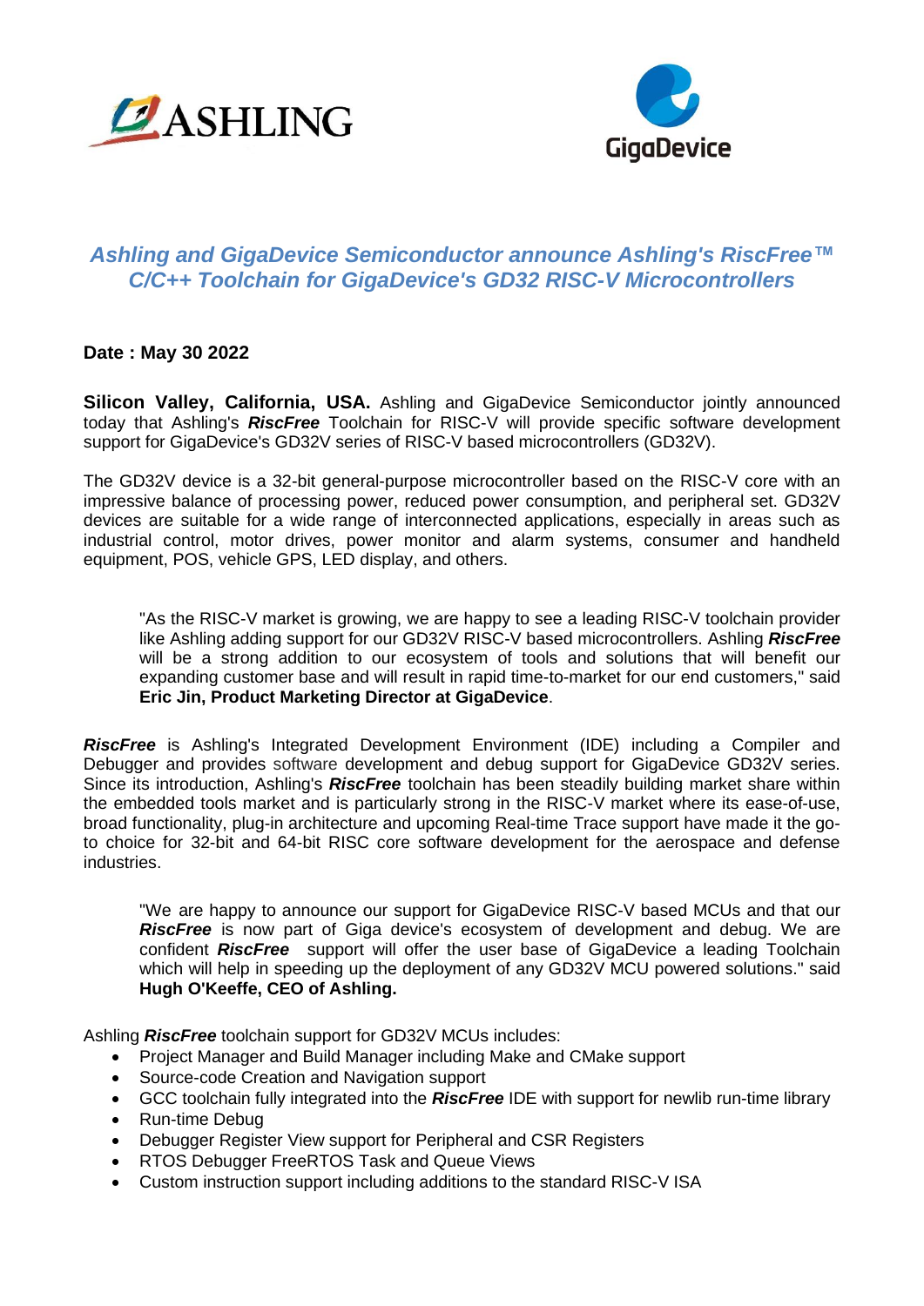ASHLING

GigaDevice

# *Ashling and GigaDevice Semiconductor announce Ashling's RiscFree™ C/C++ Toolchain for GigaDevice's GD32 RISC-V Microcontrollers*

**Date : May 30 2022**

**Silicon Valley, California, USA.** Ashling and GigaDevice Semiconductor jointly announced today that Ashling's ***RiscFree*** Toolchain for RISC-V will provide specific software development support for GigaDevice's GD32V series of RISC-V based microcontrollers (GD32V).

The GD32V device is a 32-bit general-purpose microcontroller based on the RISC-V core with an impressive balance of processing power, reduced power consumption, and peripheral set. GD32V devices are suitable for a wide range of interconnected applications, especially in areas such as industrial control, motor drives, power monitor and alarm systems, consumer and handheld equipment, POS, vehicle GPS, LED display, and others.

> "As the RISC-V market is growing, we are happy to see a leading RISC-V toolchain provider like Ashling adding support for our GD32V RISC-V based microcontrollers. Ashling ***RiscFree*** will be a strong addition to our ecosystem of tools and solutions that will benefit our expanding customer base and will result in rapid time-to-market for our end customers," said **Eric Jin, Product Marketing Director at GigaDevice**.

***RiscFree*** is Ashling's Integrated Development Environment (IDE) including a Compiler and Debugger and provides software development and debug support for GigaDevice GD32V series. Since its introduction, Ashling's ***RiscFree*** toolchain has been steadily building market share within the embedded tools market and is particularly strong in the RISC-V market where its ease-of-use, broad functionality, plug-in architecture and upcoming Real-time Trace support have made it the go-to choice for 32-bit and 64-bit RISC core software development for the aerospace and defense industries.

> "We are happy to announce our support for GigaDevice RISC-V based MCUs and that our ***RiscFree*** is now part of Giga device's ecosystem of development and debug. We are confident ***RiscFree*** support will offer the user base of GigaDevice a leading Toolchain which will help in speeding up the deployment of any GD32V MCU powered solutions." said **Hugh O'Keeffe, CEO of Ashling.**

Ashling ***RiscFree*** toolchain support for GD32V MCUs includes:

- Project Manager and Build Manager including Make and CMake support
- Source-code Creation and Navigation support
- GCC toolchain fully integrated into the ***RiscFree*** IDE with support for newlib run-time library
- Run-time Debug
- Debugger Register View support for Peripheral and CSR Registers
- RTOS Debugger FreeRTOS Task and Queue Views
- Custom instruction support including additions to the standard RISC-V ISA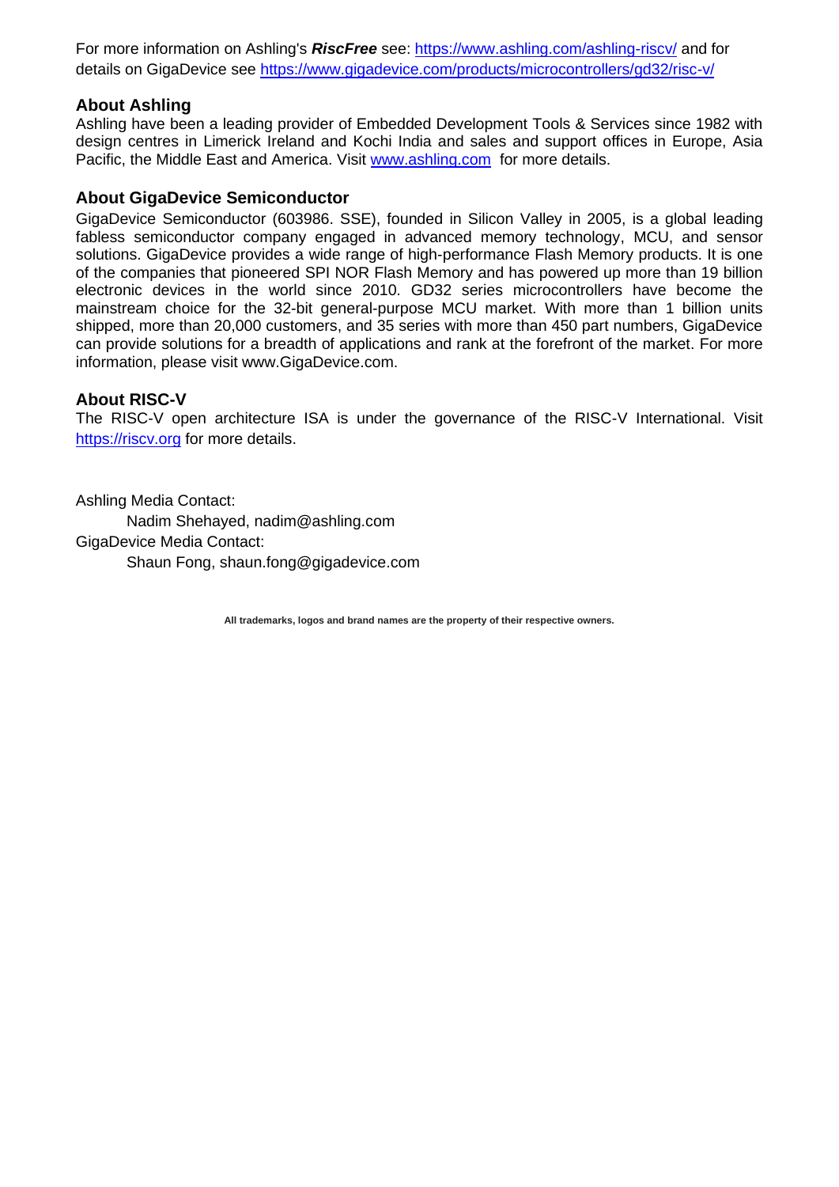For more information on Ashling's ***RiscFree*** see: https://www.ashling.com/ashling-riscv/ and for details on GigaDevice see https://www.gigadevice.com/products/microcontrollers/gd32/risc-v/

## About Ashling

Ashling have been a leading provider of Embedded Development Tools & Services since 1982 with design centres in Limerick Ireland and Kochi India and sales and support offices in Europe, Asia Pacific, the Middle East and America. Visit www.ashling.com for more details.

## About GigaDevice Semiconductor

GigaDevice Semiconductor (603986. SSE), founded in Silicon Valley in 2005, is a global leading fabless semiconductor company engaged in advanced memory technology, MCU, and sensor solutions. GigaDevice provides a wide range of high-performance Flash Memory products. It is one of the companies that pioneered SPI NOR Flash Memory and has powered up more than 19 billion electronic devices in the world since 2010. GD32 series microcontrollers have become the mainstream choice for the 32-bit general-purpose MCU market. With more than 1 billion units shipped, more than 20,000 customers, and 35 series with more than 450 part numbers, GigaDevice can provide solutions for a breadth of applications and rank at the forefront of the market. For more information, please visit www.GigaDevice.com.

## About RISC-V

The RISC-V open architecture ISA is under the governance of the RISC-V International. Visit https://riscv.org for more details.

Ashling Media Contact:

Nadim Shehayed, nadim@ashling.com

GigaDevice Media Contact:

Shaun Fong, shaun.fong@gigadevice.com

**All trademarks, logos and brand names are the property of their respective owners.**